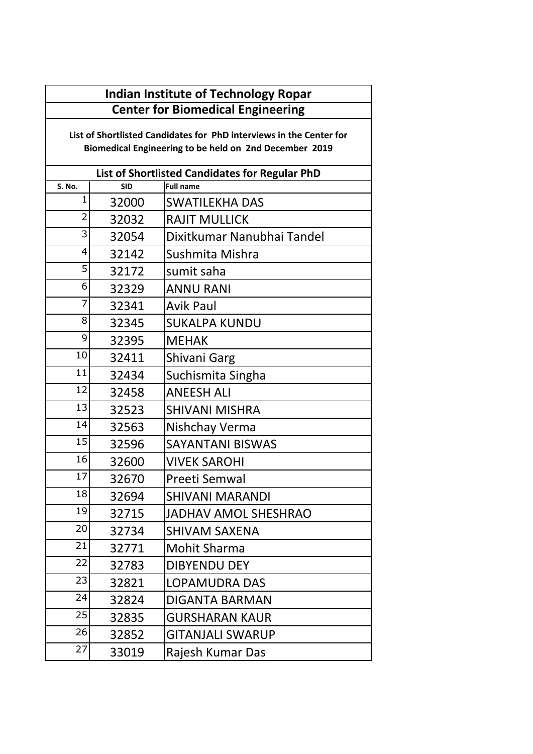# Indian Institute of Technology Ropar

## Center for Biomedical Engineering

**List of Shortlisted Candidates for PhD interviews in the Center for Biomedical Engineering to be held on 2nd December 2019**

### List of Shortlisted Candidates for Regular PhD

| S. No. | SID | Full name |
|---|---|---|
| 1 | 32000 | SWATILEKHA DAS |
| 2 | 32032 | RAJIT MULLICK |
| 3 | 32054 | Dixitkumar Nanubhai Tandel |
| 4 | 32142 | Sushmita Mishra |
| 5 | 32172 | sumit saha |
| 6 | 32329 | ANNU RANI |
| 7 | 32341 | Avik Paul |
| 8 | 32345 | SUKALPA KUNDU |
| 9 | 32395 | MEHAK |
| 10 | 32411 | Shivani Garg |
| 11 | 32434 | Suchismita Singha |
| 12 | 32458 | ANEESH ALI |
| 13 | 32523 | SHIVANI MISHRA |
| 14 | 32563 | Nishchay Verma |
| 15 | 32596 | SAYANTANI BISWAS |
| 16 | 32600 | VIVEK SAROHI |
| 17 | 32670 | Preeti Semwal |
| 18 | 32694 | SHIVANI MARANDI |
| 19 | 32715 | JADHAV AMOL SHESHRAO |
| 20 | 32734 | SHIVAM SAXENA |
| 21 | 32771 | Mohit Sharma |
| 22 | 32783 | DIBYENDU DEY |
| 23 | 32821 | LOPAMUDRA DAS |
| 24 | 32824 | DIGANTA BARMAN |
| 25 | 32835 | GURSHARAN KAUR |
| 26 | 32852 | GITANJALI SWARUP |
| 27 | 33019 | Rajesh Kumar Das |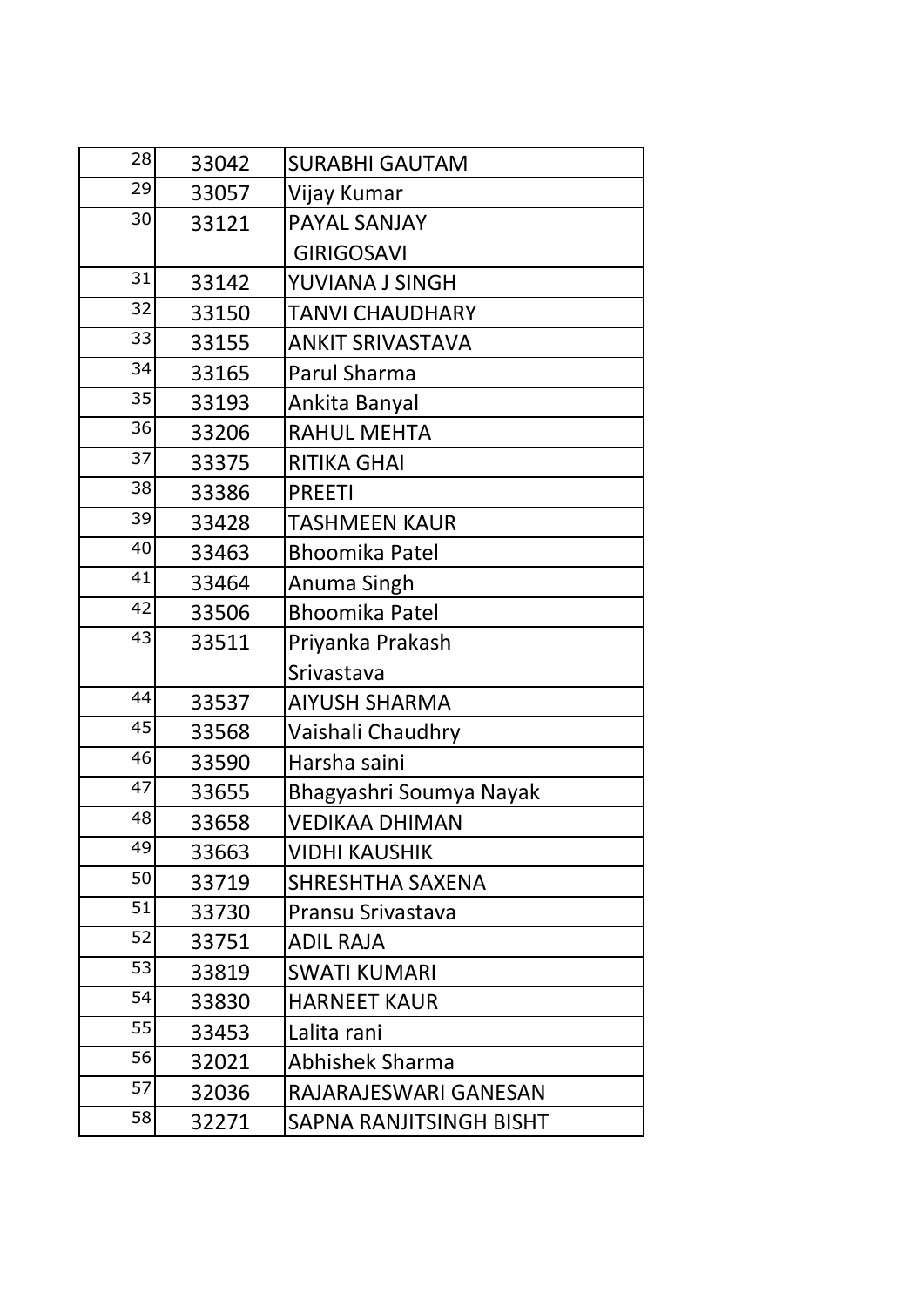| 28 | 33042 | SURABHI GAUTAM |
|---|---|---|
| 29 | 33057 | Vijay Kumar |
| 30 | 33121 | PAYAL SANJAY GIRIGOSAVI |
| 31 | 33142 | YUVIANA J SINGH |
| 32 | 33150 | TANVI CHAUDHARY |
| 33 | 33155 | ANKIT SRIVASTAVA |
| 34 | 33165 | Parul Sharma |
| 35 | 33193 | Ankita Banyal |
| 36 | 33206 | RAHUL MEHTA |
| 37 | 33375 | RITIKA GHAI |
| 38 | 33386 | PREETI |
| 39 | 33428 | TASHMEEN KAUR |
| 40 | 33463 | Bhoomika Patel |
| 41 | 33464 | Anuma Singh |
| 42 | 33506 | Bhoomika Patel |
| 43 | 33511 | Priyanka Prakash Srivastava |
| 44 | 33537 | AIYUSH SHARMA |
| 45 | 33568 | Vaishali Chaudhry |
| 46 | 33590 | Harsha saini |
| 47 | 33655 | Bhagyashri Soumya Nayak |
| 48 | 33658 | VEDIKAA DHIMAN |
| 49 | 33663 | VIDHI KAUSHIK |
| 50 | 33719 | SHRESHTHA SAXENA |
| 51 | 33730 | Pransu Srivastava |
| 52 | 33751 | ADIL RAJA |
| 53 | 33819 | SWATI KUMARI |
| 54 | 33830 | HARNEET KAUR |
| 55 | 33453 | Lalita rani |
| 56 | 32021 | Abhishek Sharma |
| 57 | 32036 | RAJARAJESWARI GANESAN |
| 58 | 32271 | SAPNA RANJITSINGH BISHT |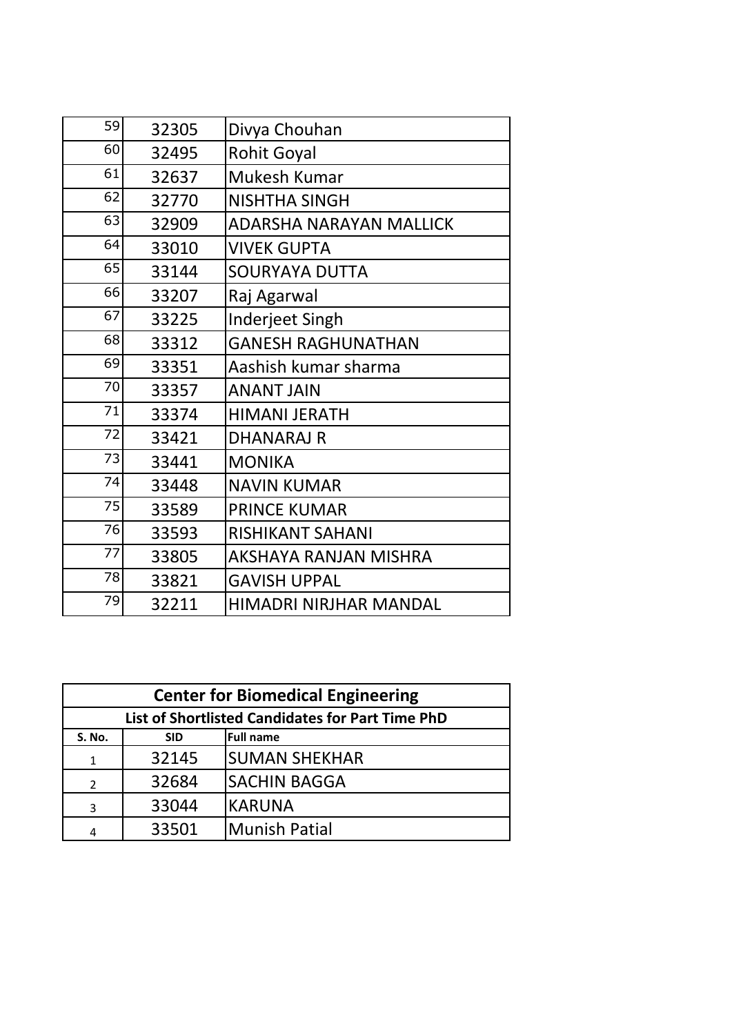| | | |
|---|---|---|
| 59 | 32305 | Divya Chouhan |
| 60 | 32495 | Rohit Goyal |
| 61 | 32637 | Mukesh Kumar |
| 62 | 32770 | NISHTHA SINGH |
| 63 | 32909 | ADARSHA NARAYAN MALLICK |
| 64 | 33010 | VIVEK GUPTA |
| 65 | 33144 | SOURYAYA DUTTA |
| 66 | 33207 | Raj Agarwal |
| 67 | 33225 | Inderjeet Singh |
| 68 | 33312 | GANESH RAGHUNATHAN |
| 69 | 33351 | Aashish kumar sharma |
| 70 | 33357 | ANANT JAIN |
| 71 | 33374 | HIMANI JERATH |
| 72 | 33421 | DHANARAJ R |
| 73 | 33441 | MONIKA |
| 74 | 33448 | NAVIN KUMAR |
| 75 | 33589 | PRINCE KUMAR |
| 76 | 33593 | RISHIKANT SAHANI |
| 77 | 33805 | AKSHAYA RANJAN MISHRA |
| 78 | 33821 | GAVISH UPPAL |
| 79 | 32211 | HIMADRI NIRJHAR MANDAL |

**Center for Biomedical Engineering**

**List of Shortlisted Candidates for Part Time PhD**

| S. No. | SID | Full name |
|---|---|---|
| 1 | 32145 | SUMAN SHEKHAR |
| 2 | 32684 | SACHIN BAGGA |
| 3 | 33044 | KARUNA |
| 4 | 33501 | Munish Patial |